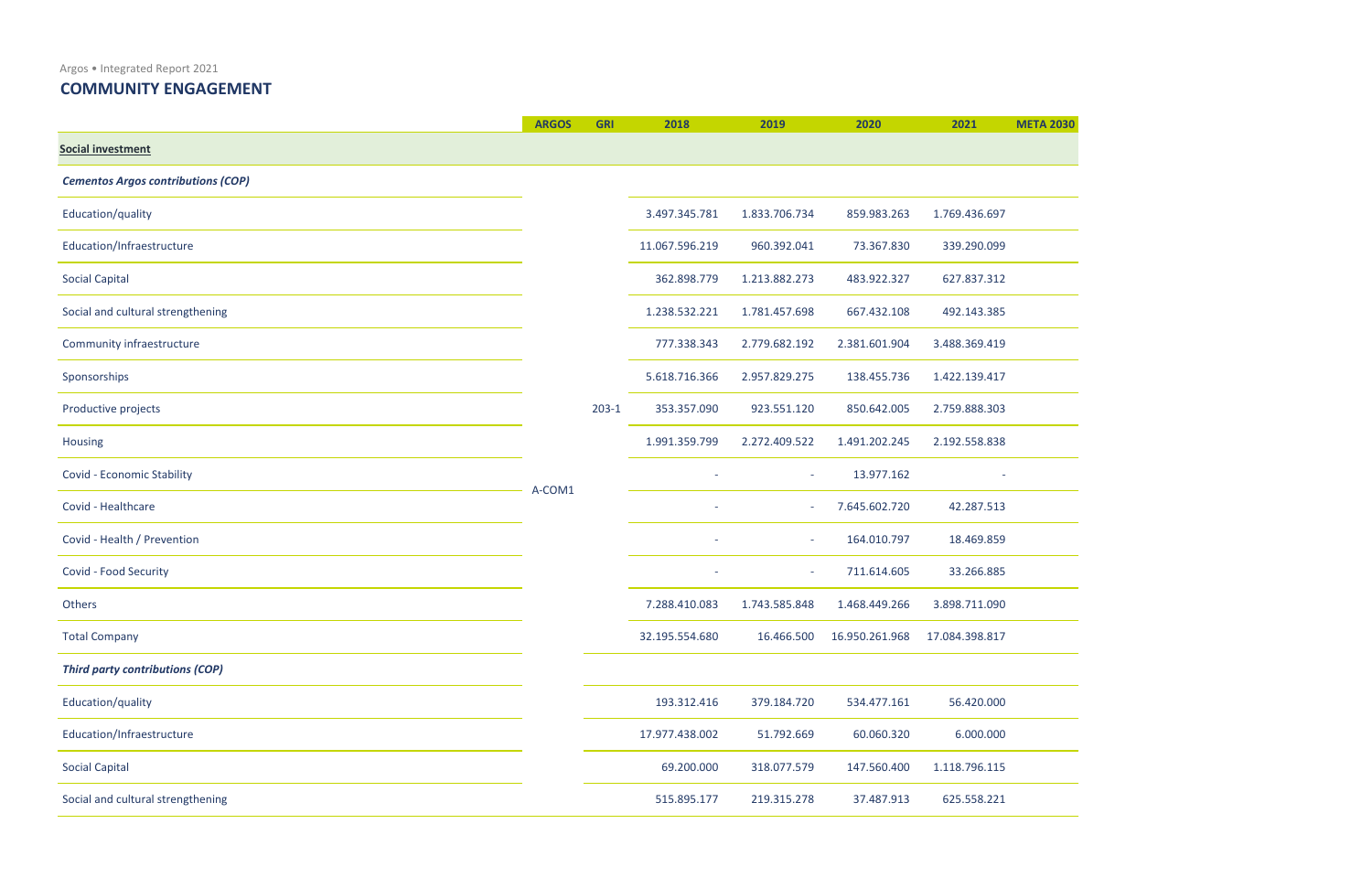## COMMUNITY ENGAGEMENT

| | ARGOS | GRI | 2018 | 2019 | 2020 | 2021 | META 2030 |
|---|---|---|---|---|---|---|---|
| **Social investment** | | | | | | | |
| ***Cementos Argos contributions (COP)*** | | | | | | | |
| Education/quality | A-COM1 | 203-1 | 3.497.345.781 | 1.833.706.734 | 859.983.263 | 1.769.436.697 | |
| Education/Infraestructure | | | 11.067.596.219 | 960.392.041 | 73.367.830 | 339.290.099 | |
| Social Capital | | | 362.898.779 | 1.213.882.273 | 483.922.327 | 627.837.312 | |
| Social and cultural strengthening | | | 1.238.532.221 | 1.781.457.698 | 667.432.108 | 492.143.385 | |
| Community infraestructure | | | 777.338.343 | 2.779.682.192 | 2.381.601.904 | 3.488.369.419 | |
| Sponsorships | | | 5.618.716.366 | 2.957.829.275 | 138.455.736 | 1.422.139.417 | |
| Productive projects | | | 353.357.090 | 923.551.120 | 850.642.005 | 2.759.888.303 | |
| Housing | | | 1.991.359.799 | 2.272.409.522 | 1.491.202.245 | 2.192.558.838 | |
| Covid - Economic Stability | | | - | - | 13.977.162 | - | |
| Covid - Healthcare | | | - | - | 7.645.602.720 | 42.287.513 | |
| Covid - Health / Prevention | | | - | - | 164.010.797 | 18.469.859 | |
| Covid - Food Security | | | - | - | 711.614.605 | 33.266.885 | |
| Others | | | 7.288.410.083 | 1.743.585.848 | 1.468.449.266 | 3.898.711.090 | |
| Total Company | | | 32.195.554.680 | 16.466.500 | 16.950.261.968 | 17.084.398.817 | |
| ***Third party contributions (COP)*** | | | | | | | |
| Education/quality | | | 193.312.416 | 379.184.720 | 534.477.161 | 56.420.000 | |
| Education/Infraestructure | | | 17.977.438.002 | 51.792.669 | 60.060.320 | 6.000.000 | |
| Social Capital | | | 69.200.000 | 318.077.579 | 147.560.400 | 1.118.796.115 | |
| Social and cultural strengthening | | | 515.895.177 | 219.315.278 | 37.487.913 | 625.558.221 | |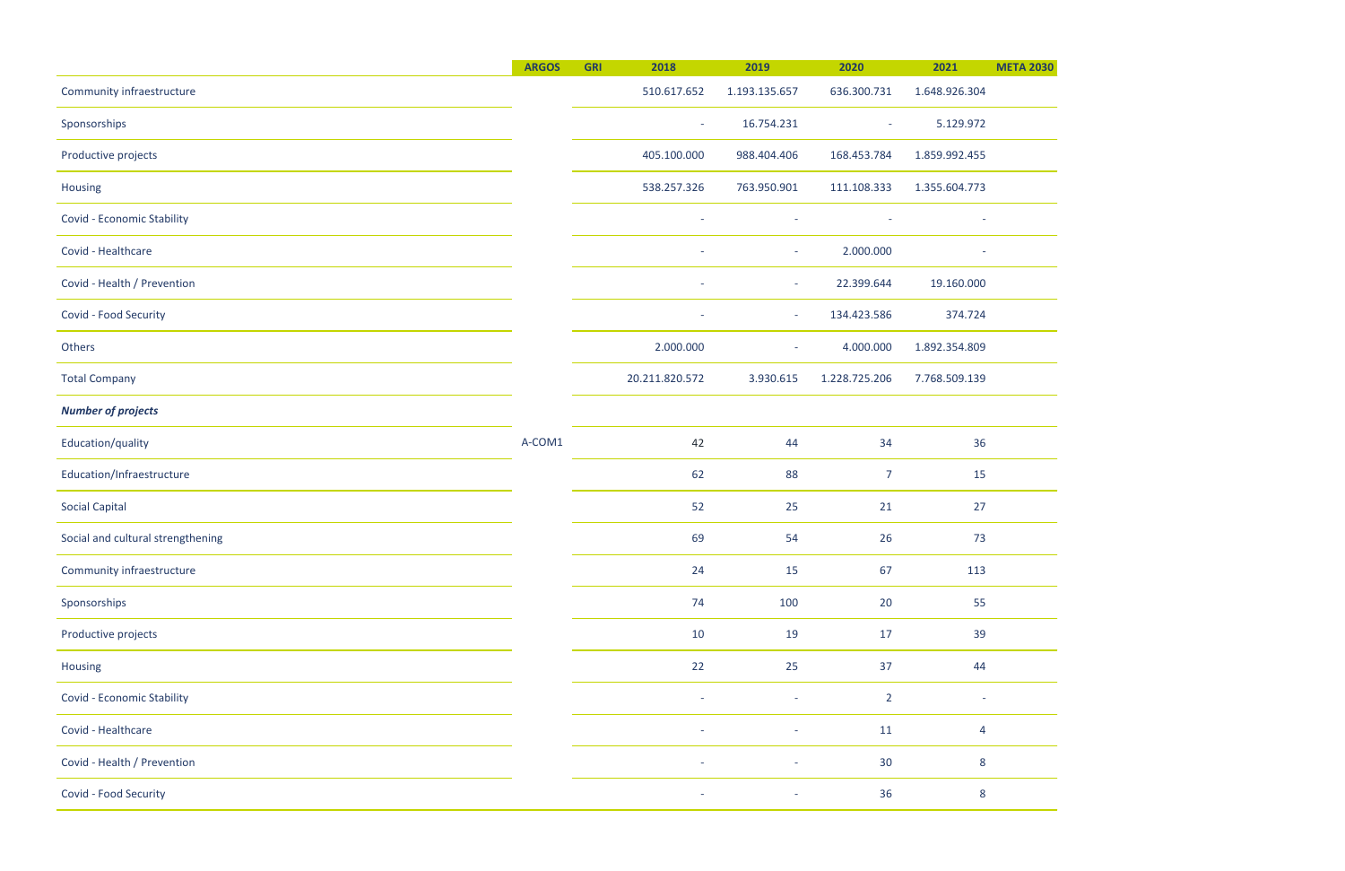| | ARGOS | GRI | 2018 | 2019 | 2020 | 2021 | META 2030 |
|---|---|---|---|---|---|---|---|
| Community infraestructure | | | 510.617.652 | 1.193.135.657 | 636.300.731 | 1.648.926.304 | |
| Sponsorships | | | - | 16.754.231 | - | 5.129.972 | |
| Productive projects | | | 405.100.000 | 988.404.406 | 168.453.784 | 1.859.992.455 | |
| Housing | | | 538.257.326 | 763.950.901 | 111.108.333 | 1.355.604.773 | |
| Covid - Economic Stability | | | - | - | - | - | |
| Covid - Healthcare | | | - | - | 2.000.000 | - | |
| Covid - Health / Prevention | | | - | - | 22.399.644 | 19.160.000 | |
| Covid - Food Security | | | - | - | 134.423.586 | 374.724 | |
| Others | | | 2.000.000 | - | 4.000.000 | 1.892.354.809 | |
| Total Company | | | 20.211.820.572 | 3.930.615 | 1.228.725.206 | 7.768.509.139 | |
| ***Number of projects*** | | | | | | | |
| Education/quality | A-COM1 | | 42 | 44 | 34 | 36 | |
| Education/Infraestructure | | | 62 | 88 | 7 | 15 | |
| Social Capital | | | 52 | 25 | 21 | 27 | |
| Social and cultural strengthening | | | 69 | 54 | 26 | 73 | |
| Community infraestructure | | | 24 | 15 | 67 | 113 | |
| Sponsorships | | | 74 | 100 | 20 | 55 | |
| Productive projects | | | 10 | 19 | 17 | 39 | |
| Housing | | | 22 | 25 | 37 | 44 | |
| Covid - Economic Stability | | | - | - | 2 | - | |
| Covid - Healthcare | | | - | - | 11 | 4 | |
| Covid - Health / Prevention | | | - | - | 30 | 8 | |
| Covid - Food Security | | | - | - | 36 | 8 | |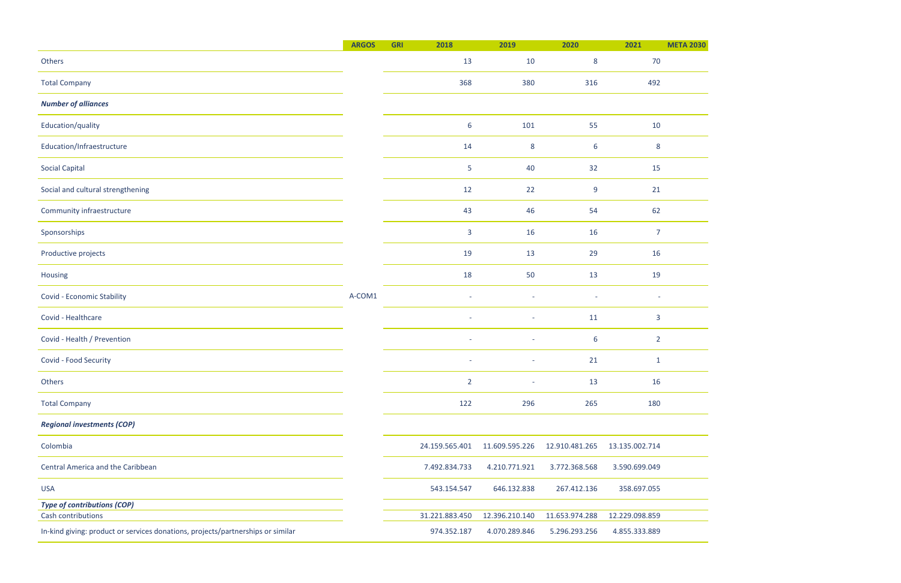| | ARGOS | GRI | 2018 | 2019 | 2020 | 2021 | META 2030 |
|---|---|---|---|---|---|---|---|
| Others | | | 13 | 10 | 8 | 70 | |
| Total Company | | | 368 | 380 | 316 | 492 | |
| ***Number of alliances*** | | | | | | | |
| Education/quality | | | 6 | 101 | 55 | 10 | |
| Education/Infraestructure | | | 14 | 8 | 6 | 8 | |
| Social Capital | | | 5 | 40 | 32 | 15 | |
| Social and cultural strengthening | | | 12 | 22 | 9 | 21 | |
| Community infraestructure | | | 43 | 46 | 54 | 62 | |
| Sponsorships | | | 3 | 16 | 16 | 7 | |
| Productive projects | | | 19 | 13 | 29 | 16 | |
| Housing | | | 18 | 50 | 13 | 19 | |
| Covid - Economic Stability | A-COM1 | | - | - | - | - | |
| Covid - Healthcare | | | - | - | 11 | 3 | |
| Covid - Health / Prevention | | | - | - | 6 | 2 | |
| Covid - Food Security | | | - | - | 21 | 1 | |
| Others | | | 2 | - | 13 | 16 | |
| Total Company | | | 122 | 296 | 265 | 180 | |
| ***Regional investments (COP)*** | | | | | | | |
| Colombia | | | 24.159.565.401 | 11.609.595.226 | 12.910.481.265 | 13.135.002.714 | |
| Central America and the Caribbean | | | 7.492.834.733 | 4.210.771.921 | 3.772.368.568 | 3.590.699.049 | |
| USA | | | 543.154.547 | 646.132.838 | 267.412.136 | 358.697.055 | |
| ***Type of contributions (COP)*** | | | | | | | |
| Cash contributions | | | 31.221.883.450 | 12.396.210.140 | 11.653.974.288 | 12.229.098.859 | |
| In-kind giving: product or services donations, projects/partnerships or similar | | | 974.352.187 | 4.070.289.846 | 5.296.293.256 | 4.855.333.889 | |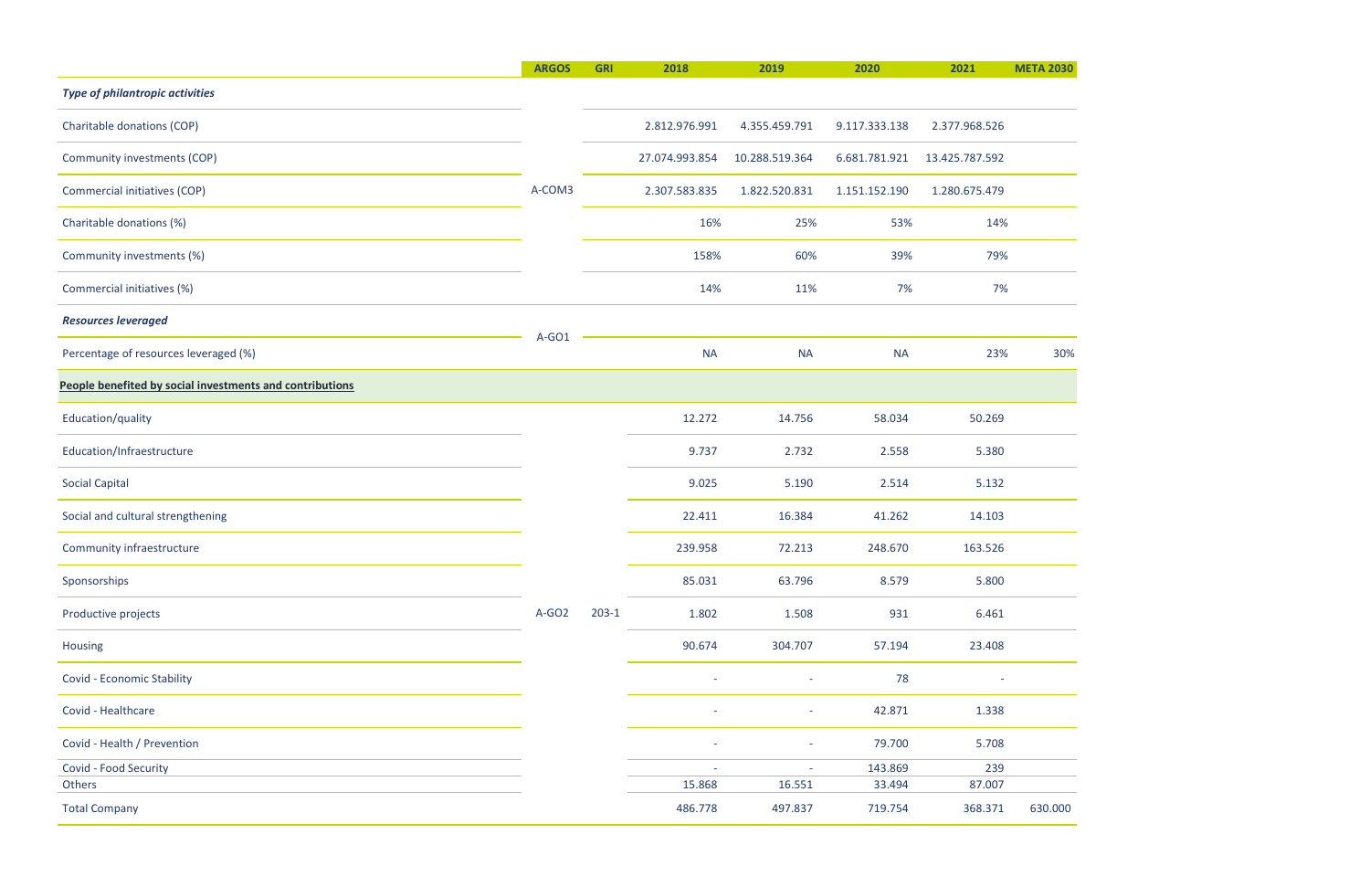| | ARGOS | GRI | 2018 | 2019 | 2020 | 2021 | META 2030 |
|---|---|---|---|---|---|---|---|
| ***Type of philantropic activities*** | | | | | | | |
| Charitable donations (COP) | A-COM3 | | 2.812.976.991 | 4.355.459.791 | 9.117.333.138 | 2.377.968.526 | |
| Community investments (COP) | | | 27.074.993.854 | 10.288.519.364 | 6.681.781.921 | 13.425.787.592 | |
| Commercial initiatives (COP) | | | 2.307.583.835 | 1.822.520.831 | 1.151.152.190 | 1.280.675.479 | |
| Charitable donations (%) | | | 16% | 25% | 53% | 14% | |
| Community investments (%) | | | 158% | 60% | 39% | 79% | |
| Commercial initiatives (%) | | | 14% | 11% | 7% | 7% | |
| ***Resources leveraged*** | A-GO1 | | | | | | |
| Percentage of resources leveraged (%) | | | NA | NA | NA | 23% | 30% |
| **People benefited by social investments and contributions** | | | | | | | |
| Education/quality | A-GO2 | 203-1 | 12.272 | 14.756 | 58.034 | 50.269 | |
| Education/Infraestructure | | | 9.737 | 2.732 | 2.558 | 5.380 | |
| Social Capital | | | 9.025 | 5.190 | 2.514 | 5.132 | |
| Social and cultural strengthening | | | 22.411 | 16.384 | 41.262 | 14.103 | |
| Community infraestructure | | | 239.958 | 72.213 | 248.670 | 163.526 | |
| Sponsorships | | | 85.031 | 63.796 | 8.579 | 5.800 | |
| Productive projects | | | 1.802 | 1.508 | 931 | 6.461 | |
| Housing | | | 90.674 | 304.707 | 57.194 | 23.408 | |
| Covid - Economic Stability | | | - | - | 78 | - | |
| Covid - Healthcare | | | - | - | 42.871 | 1.338 | |
| Covid - Health / Prevention | | | - | - | 79.700 | 5.708 | |
| Covid - Food Security | | | - | - | 143.869 | 239 | |
| Others | | | 15.868 | 16.551 | 33.494 | 87.007 | |
| Total Company | | | 486.778 | 497.837 | 719.754 | 368.371 | 630.000 |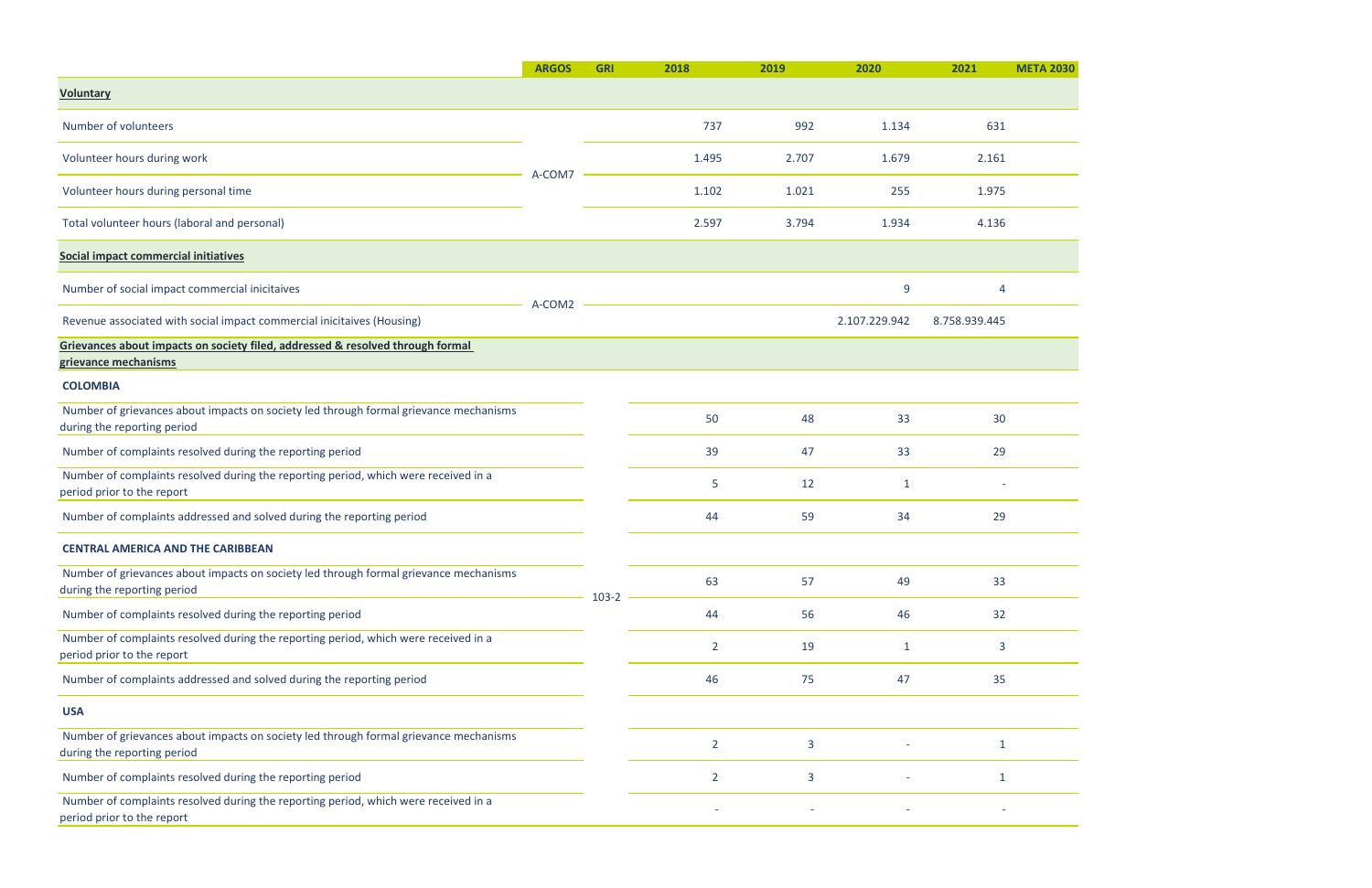|  | ARGOS | GRI | 2018 | 2019 | 2020 | 2021 | META 2030 |
|---|---|---|---|---|---|---|---|
| **Voluntary** |  |  |  |  |  |  |  |
| Number of volunteers | A-COM7 |  | 737 | 992 | 1.134 | 631 |  |
| Volunteer hours during work | A-COM7 |  | 1.495 | 2.707 | 1.679 | 2.161 |  |
| Volunteer hours during personal time | A-COM7 |  | 1.102 | 1.021 | 255 | 1.975 |  |
| Total volunteer hours (laboral and personal) | A-COM7 |  | 2.597 | 3.794 | 1.934 | 4.136 |  |
| **Social impact commercial initiatives** |  |  |  |  |  |  |  |
| Number of social impact commercial inicitaives | A-COM2 |  |  |  | 9 | 4 |  |
| Revenue associated with social impact commercial inicitaives (Housing) | A-COM2 |  |  |  | 2.107.229.942 | 8.758.939.445 |  |
| **Grievances about impacts on society filed, addressed & resolved through formal grievance mechanisms** |  |  |  |  |  |  |  |
| **COLOMBIA** |  |  |  |  |  |  |  |
| Number of grievances about impacts on society led through formal grievance mechanisms during the reporting period |  | 103-2 | 50 | 48 | 33 | 30 |  |
| Number of complaints resolved during the reporting period |  | 103-2 | 39 | 47 | 33 | 29 |  |
| Number of complaints resolved during the reporting period, which were received in a period prior to the report |  | 103-2 | 5 | 12 | 1 | - |  |
| Number of complaints addressed and solved during the reporting period |  | 103-2 | 44 | 59 | 34 | 29 |  |
| **CENTRAL AMERICA AND THE CARIBBEAN** |  |  |  |  |  |  |  |
| Number of grievances about impacts on society led through formal grievance mechanisms during the reporting period |  | 103-2 | 63 | 57 | 49 | 33 |  |
| Number of complaints resolved during the reporting period |  | 103-2 | 44 | 56 | 46 | 32 |  |
| Number of complaints resolved during the reporting period, which were received in a period prior to the report |  | 103-2 | 2 | 19 | 1 | 3 |  |
| Number of complaints addressed and solved during the reporting period |  | 103-2 | 46 | 75 | 47 | 35 |  |
| **USA** |  |  |  |  |  |  |  |
| Number of grievances about impacts on society led through formal grievance mechanisms during the reporting period |  | 103-2 | 2 | 3 | - | 1 |  |
| Number of complaints resolved during the reporting period |  | 103-2 | 2 | 3 | - | 1 |  |
| Number of complaints resolved during the reporting period, which were received in a period prior to the report |  | 103-2 | - | - | - | - |  |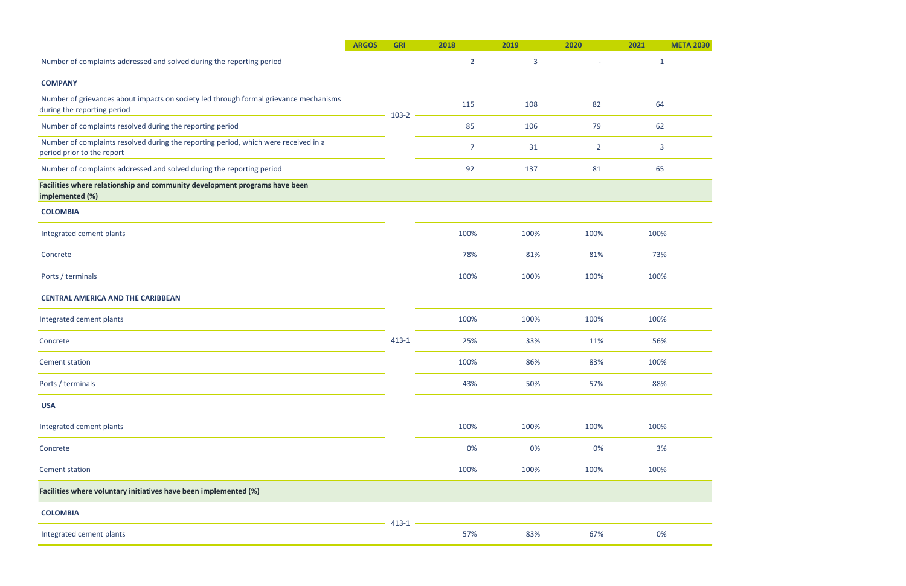| | ARGOS | GRI | 2018 | 2019 | 2020 | 2021 | META 2030 |
|---|---|---|---|---|---|---|---|
| Number of complaints addressed and solved during the reporting period | | | 2 | 3 | - | 1 | |
| **COMPANY** | | | | | | | |
| Number of grievances about impacts on society led through formal grievance mechanisms during the reporting period | | 103-2 | 115 | 108 | 82 | 64 | |
| Number of complaints resolved during the reporting period | | | 85 | 106 | 79 | 62 | |
| Number of complaints resolved during the reporting period, which were received in a period prior to the report | | | 7 | 31 | 2 | 3 | |
| Number of complaints addressed and solved during the reporting period | | | 92 | 137 | 81 | 65 | |
| **Facilities where relationship and community development programs have been implemented (%)** | | | | | | | |
| **COLOMBIA** | | | | | | | |
| Integrated cement plants | | 413-1 | 100% | 100% | 100% | 100% | |
| Concrete | | | 78% | 81% | 81% | 73% | |
| Ports / terminals | | | 100% | 100% | 100% | 100% | |
| **CENTRAL AMERICA AND THE CARIBBEAN** | | | | | | | |
| Integrated cement plants | | | 100% | 100% | 100% | 100% | |
| Concrete | | | 25% | 33% | 11% | 56% | |
| Cement station | | | 100% | 86% | 83% | 100% | |
| Ports / terminals | | | 43% | 50% | 57% | 88% | |
| **USA** | | | | | | | |
| Integrated cement plants | | | 100% | 100% | 100% | 100% | |
| Concrete | | | 0% | 0% | 0% | 3% | |
| Cement station | | | 100% | 100% | 100% | 100% | |
| **Facilities where voluntary initiatives have been implemented (%)** | | | | | | | |
| **COLOMBIA** | | 413-1 | | | | | |
| Integrated cement plants | | | 57% | 83% | 67% | 0% | |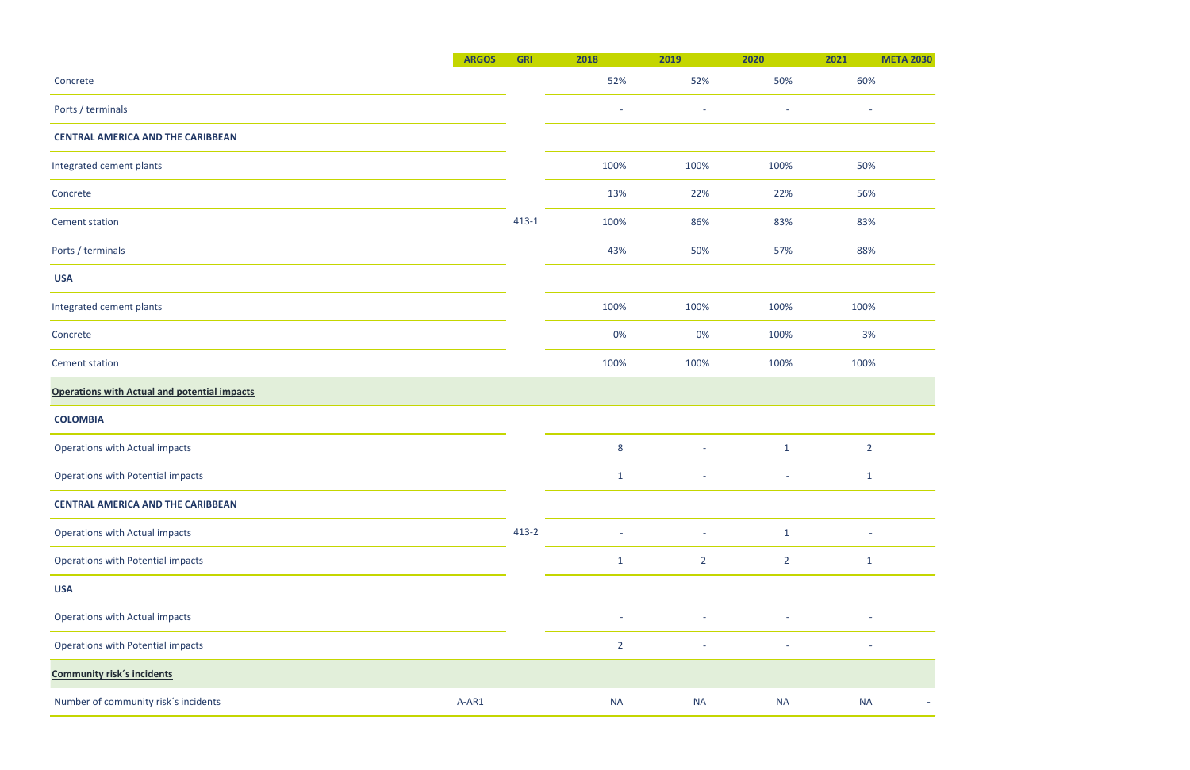| | ARGOS | GRI | 2018 | 2019 | 2020 | 2021 | META 2030 |
|---|---|---|---|---|---|---|---|
| Concrete | | | 52% | 52% | 50% | 60% | |
| Ports / terminals | | | - | - | - | - | |
| **CENTRAL AMERICA AND THE CARIBBEAN** | | | | | | | |
| Integrated cement plants | | | 100% | 100% | 100% | 50% | |
| Concrete | | | 13% | 22% | 22% | 56% | |
| Cement station | | 413-1 | 100% | 86% | 83% | 83% | |
| Ports / terminals | | | 43% | 50% | 57% | 88% | |
| **USA** | | | | | | | |
| Integrated cement plants | | | 100% | 100% | 100% | 100% | |
| Concrete | | | 0% | 0% | 100% | 3% | |
| Cement station | | | 100% | 100% | 100% | 100% | |
| **Operations with Actual and potential impacts** | | | | | | | |
| **COLOMBIA** | | | | | | | |
| Operations with Actual impacts | | | 8 | - | 1 | 2 | |
| Operations with Potential impacts | | | 1 | - | - | 1 | |
| **CENTRAL AMERICA AND THE CARIBBEAN** | | | | | | | |
| Operations with Actual impacts | | 413-2 | - | - | 1 | - | |
| Operations with Potential impacts | | | 1 | 2 | 2 | 1 | |
| **USA** | | | | | | | |
| Operations with Actual impacts | | | - | - | - | - | |
| Operations with Potential impacts | | | 2 | - | - | - | |
| **Community risk´s incidents** | | | | | | | |
| Number of community risk´s incidents | A-AR1 | | NA | NA | NA | NA | - |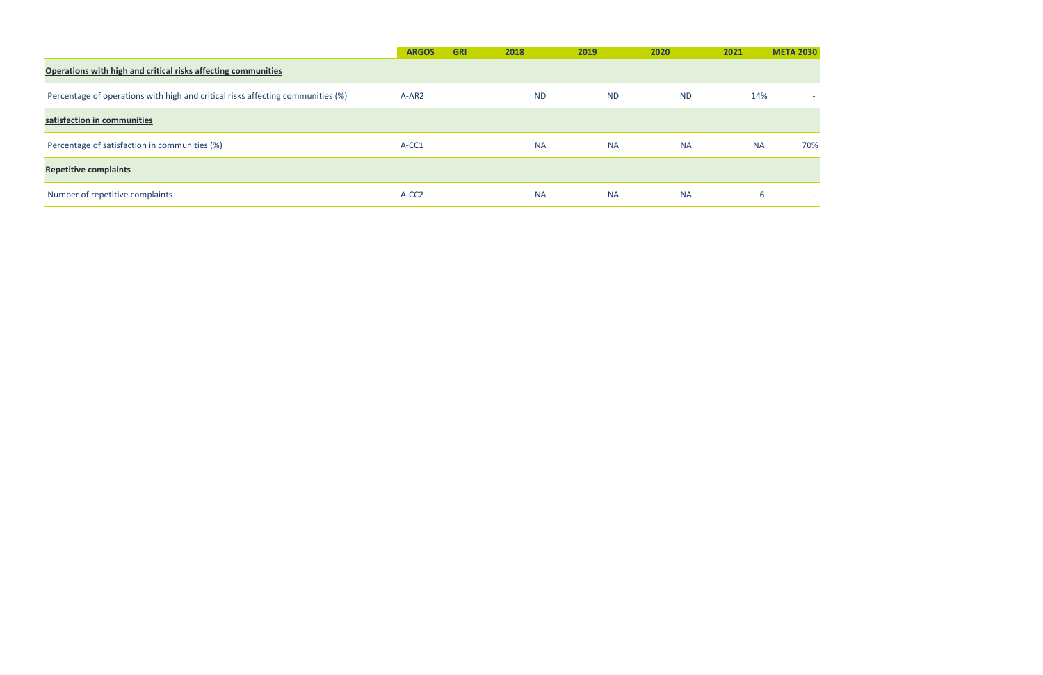| | ARGOS | GRI | 2018 | 2019 | 2020 | 2021 | META 2030 |
|---|---|---|---|---|---|---|---|
| **Operations with high and critical risks affecting communities** | | | | | | | |
| Percentage of operations with high and critical risks affecting communities (%) | A-AR2 | | ND | ND | ND | 14% | - |
| **satisfaction in communities** | | | | | | | |
| Percentage of satisfaction in communities (%) | A-CC1 | | NA | NA | NA | NA | 70% |
| **Repetitive complaints** | | | | | | | |
| Number of repetitive complaints | A-CC2 | | NA | NA | NA | 6 | - |